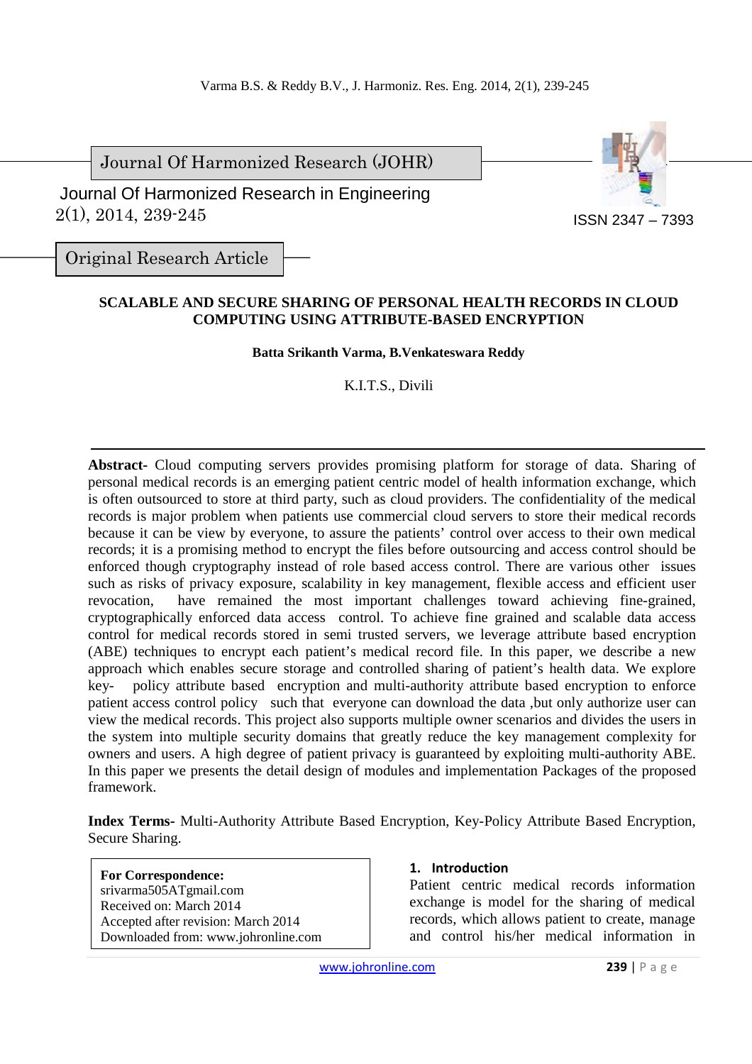Journal Of Harmonized Research (JOHR)

Journal Of Harmonized Research in Engineering
2(1), 2014, 239-245

ISSN 2347 – 7393

Original Research Article

# SCALABLE AND SECURE SHARING OF PERSONAL HEALTH RECORDS IN CLOUD COMPUTING USING ATTRIBUTE-BASED ENCRYPTION

**Batta Srikanth Varma, B.Venkateswara Reddy**

K.I.T.S., Divili

**Abstract-** Cloud computing servers provides promising platform for storage of data. Sharing of personal medical records is an emerging patient centric model of health information exchange, which is often outsourced to store at third party, such as cloud providers. The confidentiality of the medical records is major problem when patients use commercial cloud servers to store their medical records because it can be view by everyone, to assure the patients' control over access to their own medical records; it is a promising method to encrypt the files before outsourcing and access control should be enforced though cryptography instead of role based access control. There are various other issues such as risks of privacy exposure, scalability in key management, flexible access and efficient user revocation, have remained the most important challenges toward achieving fine-grained, cryptographically enforced data access control. To achieve fine grained and scalable data access control for medical records stored in semi trusted servers, we leverage attribute based encryption (ABE) techniques to encrypt each patient's medical record file. In this paper, we describe a new approach which enables secure storage and controlled sharing of patient's health data. We explore key- policy attribute based encryption and multi-authority attribute based encryption to enforce patient access control policy such that everyone can download the data ,but only authorize user can view the medical records. This project also supports multiple owner scenarios and divides the users in the system into multiple security domains that greatly reduce the key management complexity for owners and users. A high degree of patient privacy is guaranteed by exploiting multi-authority ABE. In this paper we presents the detail design of modules and implementation Packages of the proposed framework.

**Index Terms-** Multi-Authority Attribute Based Encryption, Key-Policy Attribute Based Encryption, Secure Sharing.

**For Correspondence:**
srivarma505ATgmail.com
Received on: March 2014
Accepted after revision: March 2014
Downloaded from: www.johronline.com

## 1. Introduction

Patient centric medical records information exchange is model for the sharing of medical records, which allows patient to create, manage and control his/her medical information in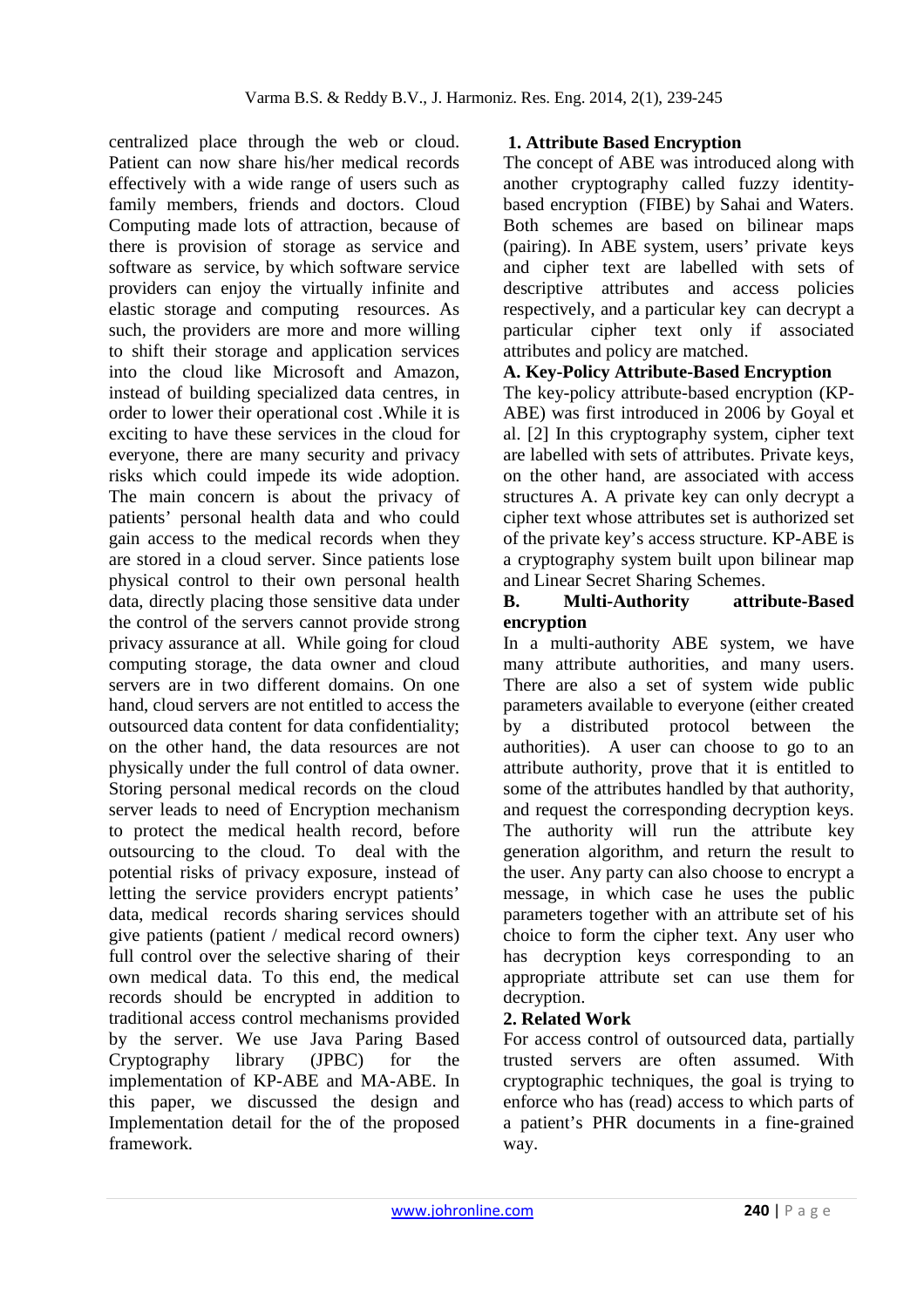centralized place through the web or cloud. Patient can now share his/her medical records effectively with a wide range of users such as family members, friends and doctors. Cloud Computing made lots of attraction, because of there is provision of storage as service and software as service, by which software service providers can enjoy the virtually infinite and elastic storage and computing resources. As such, the providers are more and more willing to shift their storage and application services into the cloud like Microsoft and Amazon, instead of building specialized data centres, in order to lower their operational cost .While it is exciting to have these services in the cloud for everyone, there are many security and privacy risks which could impede its wide adoption. The main concern is about the privacy of patients' personal health data and who could gain access to the medical records when they are stored in a cloud server. Since patients lose physical control to their own personal health data, directly placing those sensitive data under the control of the servers cannot provide strong privacy assurance at all. While going for cloud computing storage, the data owner and cloud servers are in two different domains. On one hand, cloud servers are not entitled to access the outsourced data content for data confidentiality; on the other hand, the data resources are not physically under the full control of data owner. Storing personal medical records on the cloud server leads to need of Encryption mechanism to protect the medical health record, before outsourcing to the cloud. To deal with the potential risks of privacy exposure, instead of letting the service providers encrypt patients' data, medical records sharing services should give patients (patient / medical record owners) full control over the selective sharing of their own medical data. To this end, the medical records should be encrypted in addition to traditional access control mechanisms provided by the server. We use Java Paring Based Cryptography library (JPBC) for the implementation of KP-ABE and MA-ABE. In this paper, we discussed the design and Implementation detail for the of the proposed framework.

### 1. Attribute Based Encryption

The concept of ABE was introduced along with another cryptography called fuzzy identity-based encryption (FIBE) by Sahai and Waters. Both schemes are based on bilinear maps (pairing). In ABE system, users' private keys and cipher text are labelled with sets of descriptive attributes and access policies respectively, and a particular key can decrypt a particular cipher text only if associated attributes and policy are matched.

#### A. Key-Policy Attribute-Based Encryption

The key-policy attribute-based encryption (KP-ABE) was first introduced in 2006 by Goyal et al. [2] In this cryptography system, cipher text are labelled with sets of attributes. Private keys, on the other hand, are associated with access structures A. A private key can only decrypt a cipher text whose attributes set is authorized set of the private key's access structure. KP-ABE is a cryptography system built upon bilinear map and Linear Secret Sharing Schemes.

#### B. Multi-Authority attribute-Based encryption

In a multi-authority ABE system, we have many attribute authorities, and many users. There are also a set of system wide public parameters available to everyone (either created by a distributed protocol between the authorities). A user can choose to go to an attribute authority, prove that it is entitled to some of the attributes handled by that authority, and request the corresponding decryption keys. The authority will run the attribute key generation algorithm, and return the result to the user. Any party can also choose to encrypt a message, in which case he uses the public parameters together with an attribute set of his choice to form the cipher text. Any user who has decryption keys corresponding to an appropriate attribute set can use them for decryption.

### 2. Related Work

For access control of outsourced data, partially trusted servers are often assumed. With cryptographic techniques, the goal is trying to enforce who has (read) access to which parts of a patient's PHR documents in a fine-grained way.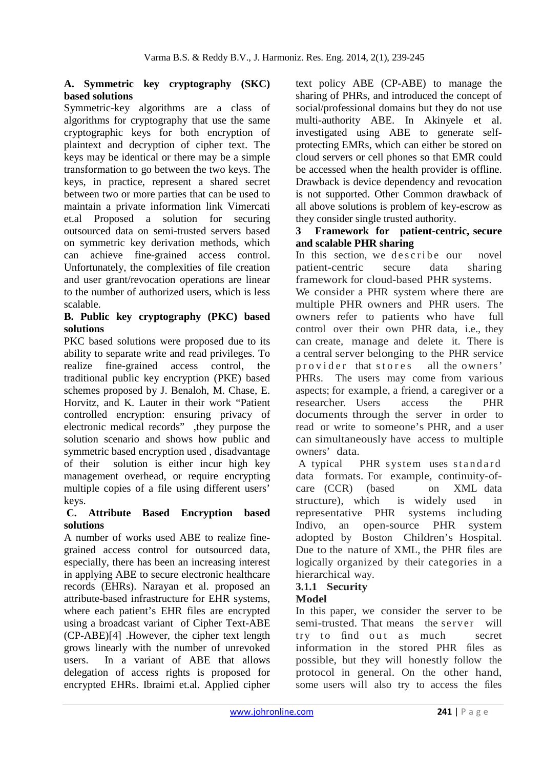**A. Symmetric key cryptography (SKC) based solutions**

Symmetric-key algorithms are a class of algorithms for cryptography that use the same cryptographic keys for both encryption of plaintext and decryption of cipher text. The keys may be identical or there may be a simple transformation to go between the two keys. The keys, in practice, represent a shared secret between two or more parties that can be used to maintain a private information link Vimercati et.al Proposed a solution for securing outsourced data on semi-trusted servers based on symmetric key derivation methods, which can achieve fine-grained access control. Unfortunately, the complexities of file creation and user grant/revocation operations are linear to the number of authorized users, which is less scalable.

**B. Public key cryptography (PKC) based solutions**

PKC based solutions were proposed due to its ability to separate write and read privileges. To realize fine-grained access control, the traditional public key encryption (PKE) based schemes proposed by J. Benaloh, M. Chase, E. Horvitz, and K. Lauter in their work "Patient controlled encryption: ensuring privacy of electronic medical records" ,they purpose the solution scenario and shows how public and symmetric based encryption used , disadvantage of their solution is either incur high key management overhead, or require encrypting multiple copies of a file using different users' keys.

**C. Attribute Based Encryption based solutions**

A number of works used ABE to realize fine-grained access control for outsourced data, especially, there has been an increasing interest in applying ABE to secure electronic healthcare records (EHRs). Narayan et al. proposed an attribute-based infrastructure for EHR systems, where each patient's EHR files are encrypted using a broadcast variant of Cipher Text-ABE (CP-ABE)[4] .However, the cipher text length grows linearly with the number of unrevoked users. In a variant of ABE that allows delegation of access rights is proposed for encrypted EHRs. Ibraimi et.al. Applied cipher text policy ABE (CP-ABE) to manage the sharing of PHRs, and introduced the concept of social/professional domains but they do not use multi-authority ABE. In Akinyele et al. investigated using ABE to generate self-protecting EMRs, which can either be stored on cloud servers or cell phones so that EMR could be accessed when the health provider is offline. Drawback is device dependency and revocation is not supported. Other Common drawback of all above solutions is problem of key-escrow as they consider single trusted authority.

## 3 Framework for patient-centric, secure and scalable PHR sharing

In this section, we describe our novel patient-centric secure data sharing framework for cloud-based PHR systems.

We consider a PHR system where there are multiple PHR owners and PHR users. The owners refer to patients who have full control over their own PHR data, i.e., they can create, manage and delete it. There is a central server belonging to the PHR service provider that stores all the owners' PHRs. The users may come from various aspects; for example, a friend, a caregiver or a researcher. Users access the PHR documents through the server in order to read or write to someone's PHR, and a user can simultaneously have access to multiple owners' data.

A typical PHR system uses standard data formats. For example, continuity-of-care (CCR) (based on XML data structure), which is widely used in representative PHR systems including Indivo, an open-source PHR system adopted by Boston Children's Hospital. Due to the nature of XML, the PHR files are logically organized by their categories in a hierarchical way.

### 3.1.1 Security Model

In this paper, we consider the server to be semi-trusted. That means the server will try to find out as much secret information in the stored PHR files as possible, but they will honestly follow the protocol in general. On the other hand, some users will also try to access the files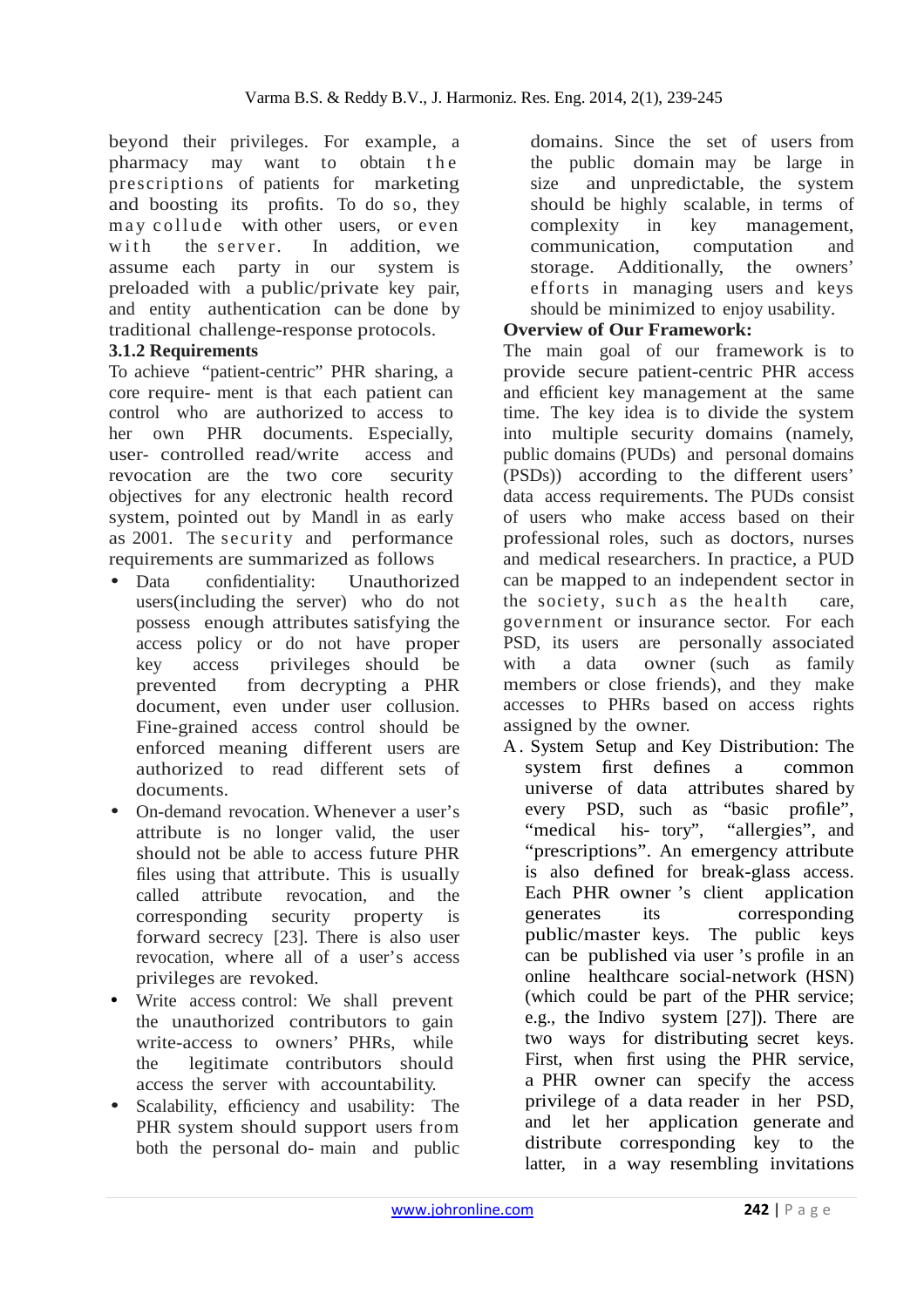beyond their privileges. For example, a pharmacy may want to obtain the prescriptions of patients for marketing and boosting its profits. To do so, they may collude with other users, or even with the server. In addition, we assume each party in our system is preloaded with a public/private key pair, and entity authentication can be done by traditional challenge-response protocols.

### 3.1.2 Requirements

To achieve "patient-centric" PHR sharing, a core require- ment is that each patient can control who are authorized to access to her own PHR documents. Especially, user- controlled read/write access and revocation are the two core security objectives for any electronic health record system, pointed out by Mandl in as early as 2001. The security and performance requirements are summarized as follows

- Data confidentiality: Unauthorized users(including the server) who do not possess enough attributes satisfying the access policy or do not have proper key access privileges should be prevented from decrypting a PHR document, even under user collusion. Fine-grained access control should be enforced meaning different users are authorized to read different sets of documents.
- On-demand revocation. Whenever a user's attribute is no longer valid, the user should not be able to access future PHR files using that attribute. This is usually called attribute revocation, and the corresponding security property is forward secrecy [23]. There is also user revocation, where all of a user's access privileges are revoked.
- Write access control: We shall prevent the unauthorized contributors to gain write-access to owners' PHRs, while the legitimate contributors should access the server with accountability.
- Scalability, efficiency and usability: The PHR system should support users from both the personal do- main and public domains. Since the set of users from the public domain may be large in size and unpredictable, the system should be highly scalable, in terms of complexity in key management, communication, computation and storage. Additionally, the owners' efforts in managing users and keys should be minimized to enjoy usability.

**Overview of Our Framework:**

The main goal of our framework is to provide secure patient-centric PHR access and efficient key management at the same time. The key idea is to divide the system into multiple security domains (namely, public domains (PUDs) and personal domains (PSDs)) according to the different users' data access requirements. The PUDs consist of users who make access based on their professional roles, such as doctors, nurses and medical researchers. In practice, a PUD can be mapped to an independent sector in the society, such as the health care, government or insurance sector. For each PSD, its users are personally associated with a data owner (such as family members or close friends), and they make accesses to PHRs based on access rights assigned by the owner.

A. System Setup and Key Distribution: The system first defines a common universe of data attributes shared by every PSD, such as "basic profile", "medical his- tory", "allergies", and "prescriptions". An emergency attribute is also defined for break-glass access. Each PHR owner 's client application generates its corresponding public/master keys. The public keys can be published via user 's profile in an online healthcare social-network (HSN) (which could be part of the PHR service; e.g., the Indivo system [27]). There are two ways for distributing secret keys. First, when first using the PHR service, a PHR owner can specify the access privilege of a data reader in her PSD, and let her application generate and distribute corresponding key to the latter, in a way resembling invitations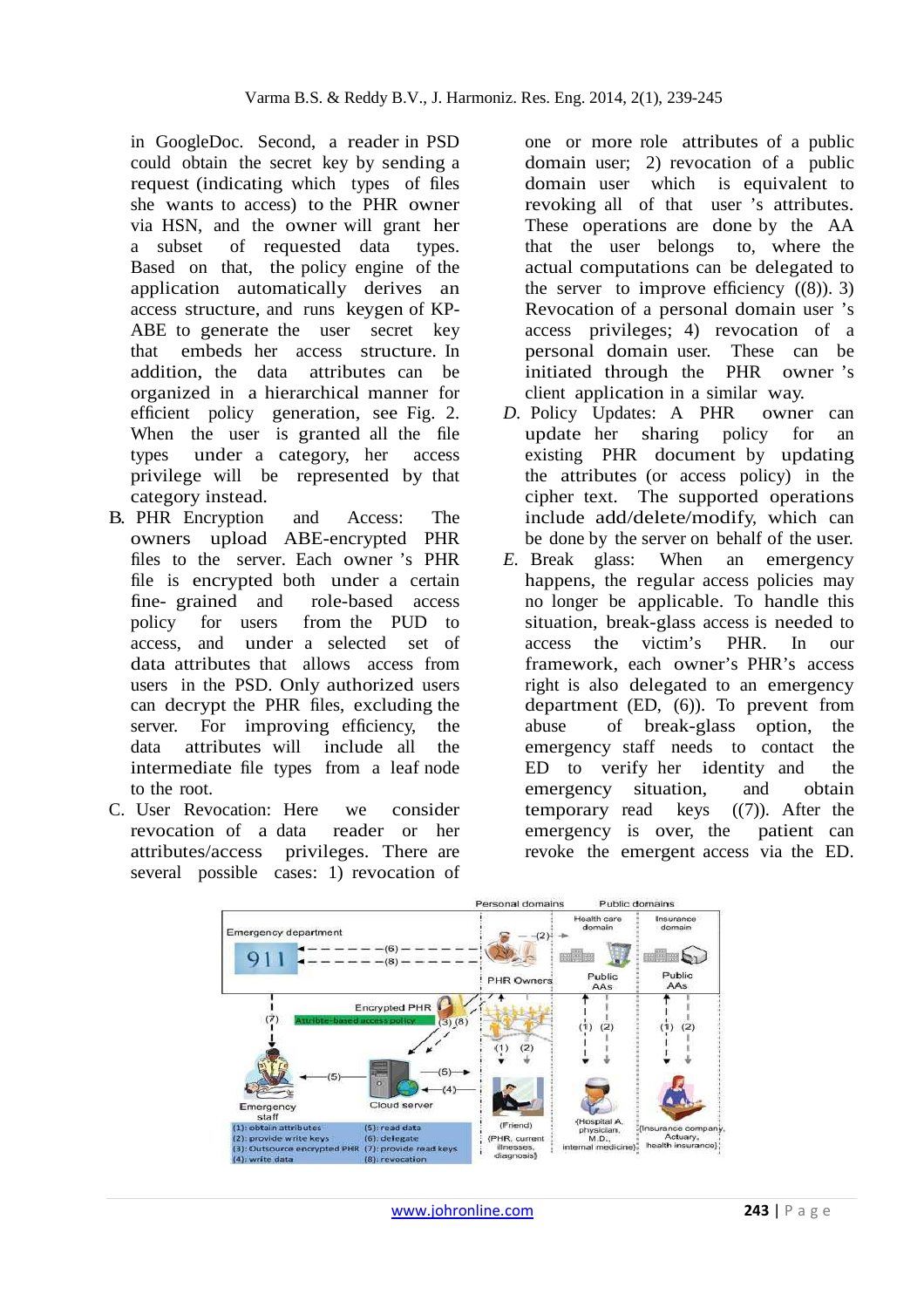in GoogleDoc. Second, a reader in PSD could obtain the secret key by sending a request (indicating which types of files she wants to access) to the PHR owner via HSN, and the owner will grant her a subset of requested data types. Based on that, the policy engine of the application automatically derives an access structure, and runs keygen of KP-ABE to generate the user secret key that embeds her access structure. In addition, the data attributes can be organized in a hierarchical manner for efficient policy generation, see Fig. 2. When the user is granted all the file types under a category, her access privilege will be represented by that category instead.

B. PHR Encryption and Access: The owners upload ABE-encrypted PHR files to the server. Each owner 's PHR file is encrypted both under a certain fine- grained and role-based access policy for users from the PUD to access, and under a selected set of data attributes that allows access from users in the PSD. Only authorized users can decrypt the PHR files, excluding the server. For improving efficiency, the data attributes will include all the intermediate file types from a leaf node to the root.

C. User Revocation: Here we consider revocation of a data reader or her attributes/access privileges. There are several possible cases: 1) revocation of one or more role attributes of a public domain user; 2) revocation of a public domain user which is equivalent to revoking all of that user 's attributes. These operations are done by the AA that the user belongs to, where the actual computations can be delegated to the server to improve efficiency ((8)). 3) Revocation of a personal domain user 's access privileges; 4) revocation of a personal domain user. These can be initiated through the PHR owner 's client application in a similar way.

*D.* Policy Updates: A PHR owner can update her sharing policy for an existing PHR document by updating the attributes (or access policy) in the cipher text. The supported operations include add/delete/modify, which can be done by the server on behalf of the user.

*E.* Break glass: When an emergency happens, the regular access policies may no longer be applicable. To handle this situation, break-glass access is needed to access the victim's PHR. In our framework, each owner's PHR's access right is also delegated to an emergency department (ED, (6)). To prevent from abuse of break-glass option, the emergency staff needs to contact the ED to verify her identity and the emergency situation, and obtain temporary read keys ((7)). After the emergency is over, the patient can revoke the emergent access via the ED.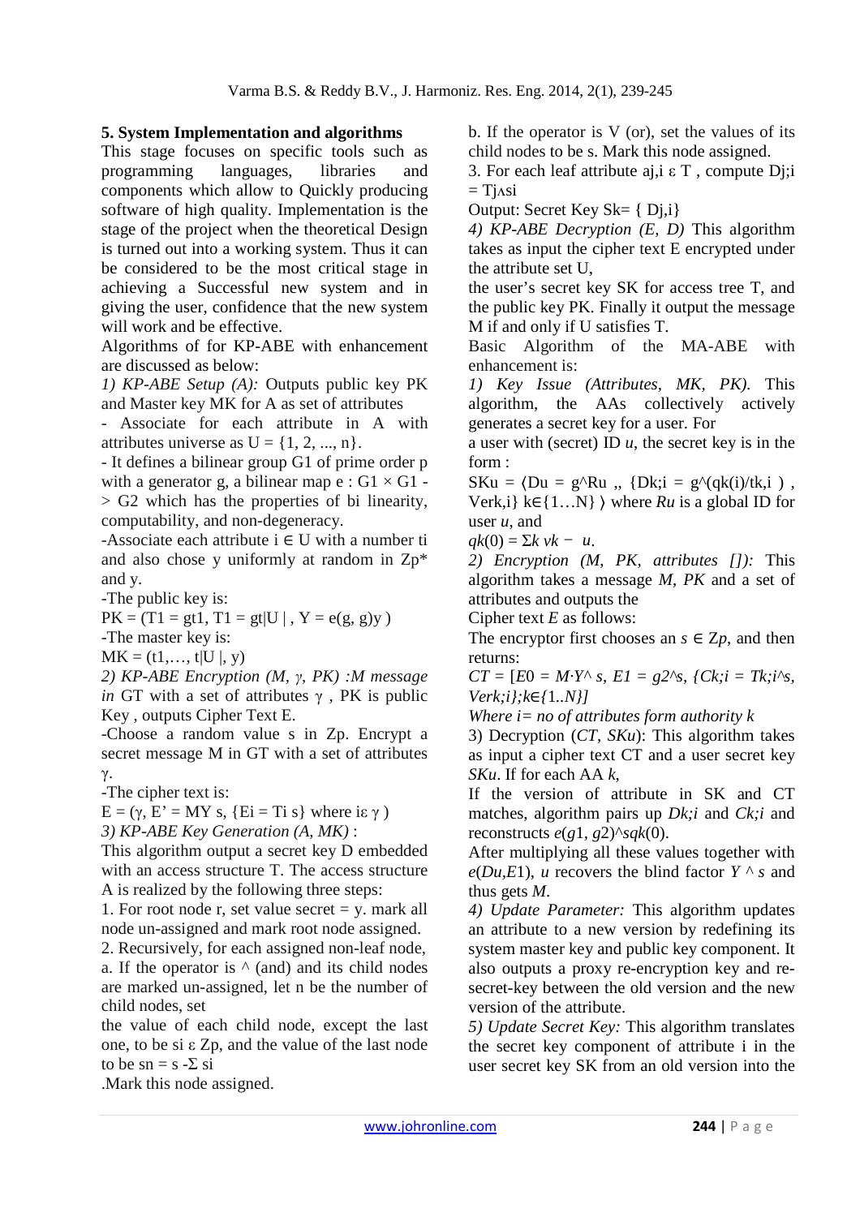## 5. System Implementation and algorithms

This stage focuses on specific tools such as programming languages, libraries and components which allow to Quickly producing software of high quality. Implementation is the stage of the project when the theoretical Design is turned out into a working system. Thus it can be considered to be the most critical stage in achieving a Successful new system and in giving the user, confidence that the new system will work and be effective.

Algorithms of for KP-ABE with enhancement are discussed as below:

*1) KP-ABE Setup (A):* Outputs public key PK and Master key MK for A as set of attributes

- Associate for each attribute in A with attributes universe as $U = \{1, 2, ..., n\}$.
- It defines a bilinear group G1 of prime order p with a generator g, a bilinear map $e : G1 \times G1 \rightarrow G2$ which has the properties of bi linearity, computability, and non-degeneracy.
- Associate each attribute $i \in U$ with a number ti and also chose y uniformly at random in $Zp^*$ and y.
- The public key is:

$PK = (T1 = gt1, T1 = gt|U|, Y = e(g, g)y)$

- The master key is:

$MK = (t1,\ldots, t|U|, y)$

*2) KP-ABE Encryption (M, γ, PK) :M message in* GT with a set of attributes γ , PK is public Key , outputs Cipher Text E.

- Choose a random value s in Zp. Encrypt a secret message M in GT with a set of attributes γ.
- The cipher text is:

$E = (\gamma, E' = MY s, \{Ei = Ti s\}$ where $i \varepsilon \gamma)$

*3) KP-ABE Key Generation (A, MK)* :

This algorithm output a secret key D embedded with an access structure T. The access structure A is realized by the following three steps:

1. For root node r, set value secret = y. mark all node un-assigned and mark root node assigned.
2. Recursively, for each assigned non-leaf node,

a. If the operator is ^ (and) and its child nodes are marked un-assigned, let n be the number of child nodes, set the value of each child node, except the last one, to be si ε Zp, and the value of the last node to be $sn = s - \Sigma si$

.Mark this node assigned.

b. If the operator is V (or), set the values of its child nodes to be s. Mark this node assigned.

3. For each leaf attribute aj,i ε T , compute $Dj;i = Tj \wedge si$

Output: Secret Key Sk= { Dj,i}

*4) KP-ABE Decryption (E, D)* This algorithm takes as input the cipher text E encrypted under the attribute set U, the user's secret key SK for access tree T, and the public key PK. Finally it output the message M if and only if U satisfies T.

Basic Algorithm of the MA-ABE with enhancement is:

*1) Key Issue (Attributes, MK, PK).* This algorithm, the AAs collectively actively generates a secret key for a user. For a user with (secret) ID *u*, the secret key is in the form :

$SKu = \langle Du = g^{Ru}, \{Dk;i = g^{(qk(i)/tk,i)}, Verk,i\}\ k \in \{1\ldots N\} \rangle$ where *Ru* is a global ID for user *u*, and

$qk(0) = \Sigma k\ vk - u$.

*2) Encryption (M, PK, attributes []):* This algorithm takes a message *M*, *PK* and a set of attributes and outputs the Cipher text *E* as follows:

The encryptor first chooses an $s \in Zp$, and then returns:

$CT = [E0 = M \cdot Y^{s}, E1 = g2^{s}, \{Ck;i = Tk;i^{s}, Verk;i\};k \in \{1..N\}]$

*Where i= no of attributes form authority k*

3) Decryption (*CT*, *SKu*): This algorithm takes as input a cipher text CT and a user secret key *SKu*. If for each AA *k*,

If the version of attribute in SK and CT matches, algorithm pairs up *Dk;i* and *Ck;i* and reconstructs $e(g1, g2)^{sqk(0)}$.

After multiplying all these values together with $e(Du,E1)$, *u* recovers the blind factor $Y^{s}$ and thus gets *M*.

*4) Update Parameter:* This algorithm updates an attribute to a new version by redefining its system master key and public key component. It also outputs a proxy re-encryption key and re-secret-key between the old version and the new version of the attribute.

*5) Update Secret Key:* This algorithm translates the secret key component of attribute i in the user secret key SK from an old version into the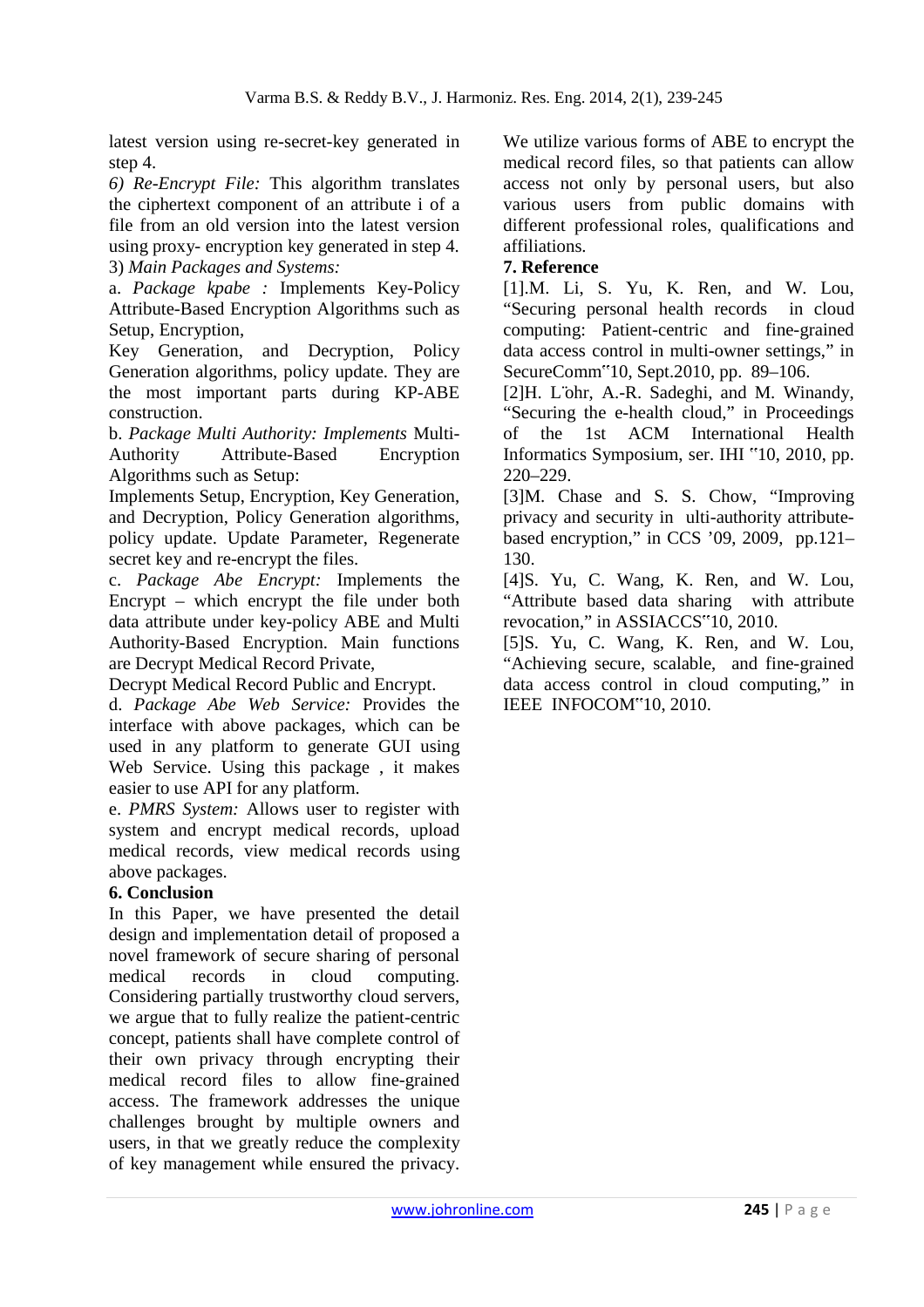latest version using re-secret-key generated in step 4.

*6) Re-Encrypt File:* This algorithm translates the ciphertext component of an attribute i of a file from an old version into the latest version using proxy- encryption key generated in step 4.

3) *Main Packages and Systems:*

a. *Package kpabe :* Implements Key-Policy Attribute-Based Encryption Algorithms such as Setup, Encryption,

Key Generation, and Decryption, Policy Generation algorithms, policy update. They are the most important parts during KP-ABE construction.

b. *Package Multi Authority: Implements* Multi-Authority Attribute-Based Encryption Algorithms such as Setup:

Implements Setup, Encryption, Key Generation, and Decryption, Policy Generation algorithms, policy update. Update Parameter, Regenerate secret key and re-encrypt the files.

c. *Package Abe Encrypt:* Implements the Encrypt – which encrypt the file under both data attribute under key-policy ABE and Multi Authority-Based Encryption. Main functions are Decrypt Medical Record Private,

Decrypt Medical Record Public and Encrypt.

d. *Package Abe Web Service:* Provides the interface with above packages, which can be used in any platform to generate GUI using Web Service. Using this package , it makes easier to use API for any platform.

e. *PMRS System:* Allows user to register with system and encrypt medical records, upload medical records, view medical records using above packages.

## 6. Conclusion

In this Paper, we have presented the detail design and implementation detail of proposed a novel framework of secure sharing of personal medical records in cloud computing. Considering partially trustworthy cloud servers, we argue that to fully realize the patient-centric concept, patients shall have complete control of their own privacy through encrypting their medical record files to allow fine-grained access. The framework addresses the unique challenges brought by multiple owners and users, in that we greatly reduce the complexity of key management while ensured the privacy. We utilize various forms of ABE to encrypt the medical record files, so that patients can allow access not only by personal users, but also various users from public domains with different professional roles, qualifications and affiliations.

## 7. Reference

[1].M. Li, S. Yu, K. Ren, and W. Lou, "Securing personal health records in cloud computing: Patient-centric and fine-grained data access control in multi-owner settings," in SecureComm‟10, Sept.2010, pp. 89–106.

[2]H. L¨ohr, A.-R. Sadeghi, and M. Winandy, "Securing the e-health cloud," in Proceedings of the 1st ACM International Health Informatics Symposium, ser. IHI ‟10, 2010, pp. 220–229.

[3]M. Chase and S. S. Chow, "Improving privacy and security in ulti-authority attribute-based encryption," in CCS '09, 2009, pp.121–130.

[4]S. Yu, C. Wang, K. Ren, and W. Lou, "Attribute based data sharing with attribute revocation," in ASSIACCS‟10, 2010.

[5]S. Yu, C. Wang, K. Ren, and W. Lou, "Achieving secure, scalable, and fine-grained data access control in cloud computing," in IEEE INFOCOM‟10, 2010.